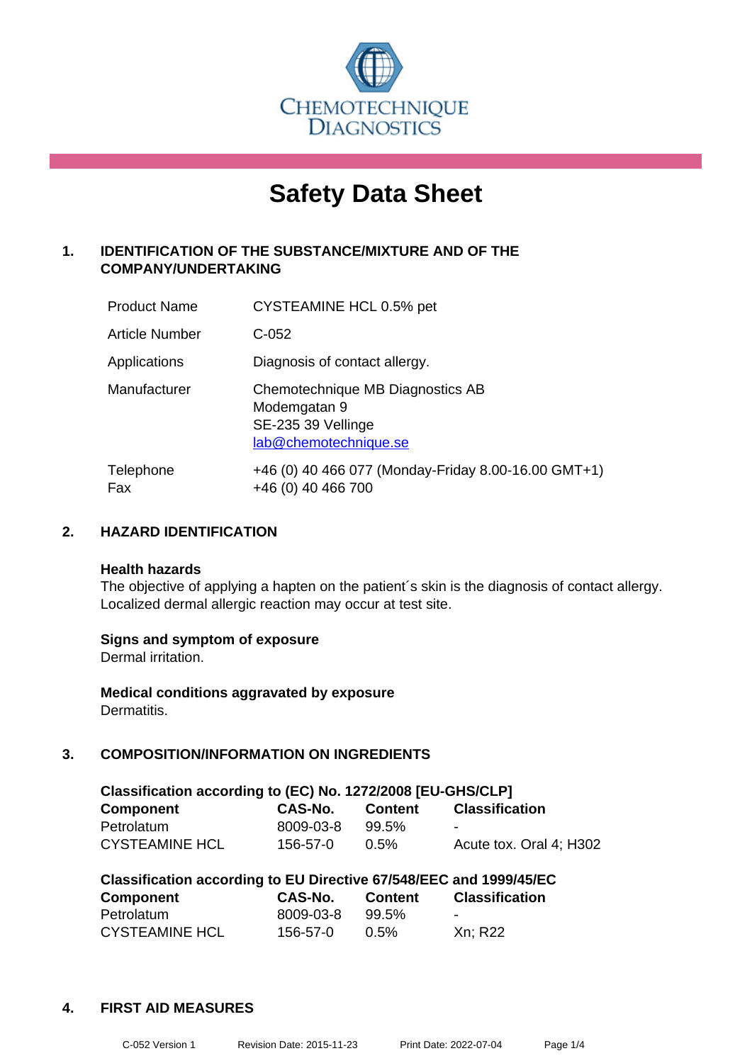CHEMOTECHNIQUE DIAGNOSTICS

# Safety Data Sheet

## 1. IDENTIFICATION OF THE SUBSTANCE/MIXTURE AND OF THE COMPANY/UNDERTAKING

| | |
|---|---|
| Product Name | CYSTEAMINE HCL 0.5% pet |
| Article Number | C-052 |
| Applications | Diagnosis of contact allergy. |
| Manufacturer | Chemotechnique MB Diagnostics AB<br>Modemgatan 9<br>SE-235 39 Vellinge<br>lab@chemotechnique.se |
| Telephone<br>Fax | +46 (0) 40 466 077 (Monday-Friday 8.00-16.00 GMT+1)<br>+46 (0) 40 466 700 |

## 2. HAZARD IDENTIFICATION

**Health hazards**
The objective of applying a hapten on the patient´s skin is the diagnosis of contact allergy. Localized dermal allergic reaction may occur at test site.

**Signs and symptom of exposure**
Dermal irritation.

**Medical conditions aggravated by exposure**
Dermatitis.

## 3. COMPOSITION/INFORMATION ON INGREDIENTS

**Classification according to (EC) No. 1272/2008 [EU-GHS/CLP]**

| Component | CAS-No. | Content | Classification |
|---|---|---|---|
| Petrolatum | 8009-03-8 | 99.5% | - |
| CYSTEAMINE HCL | 156-57-0 | 0.5% | Acute tox. Oral 4; H302 |

**Classification according to EU Directive 67/548/EEC and 1999/45/EC**

| Component | CAS-No. | Content | Classification |
|---|---|---|---|
| Petrolatum | 8009-03-8 | 99.5% | - |
| CYSTEAMINE HCL | 156-57-0 | 0.5% | Xn; R22 |

## 4. FIRST AID MEASURES

C-052 Version 1 Revision Date: 2015-11-23 Print Date: 2022-07-04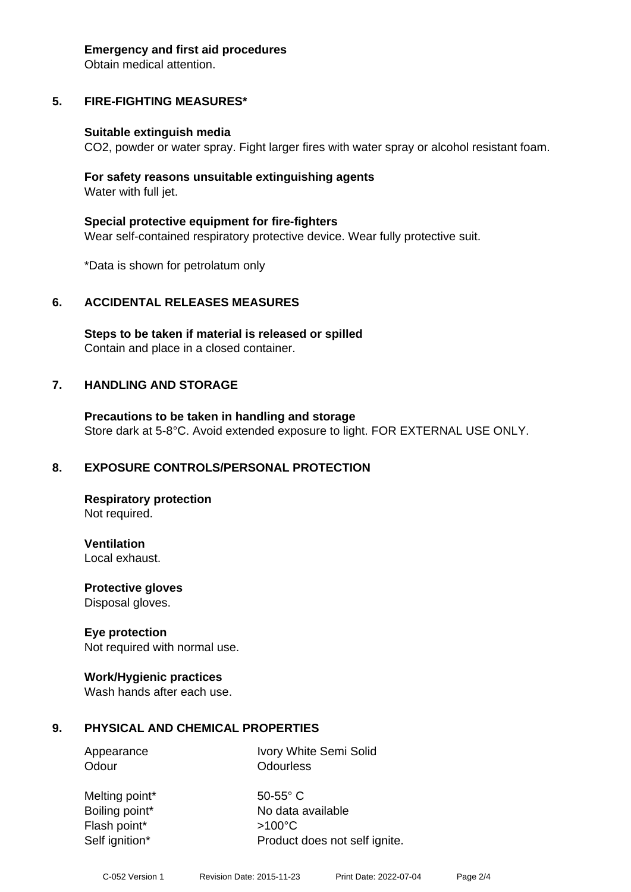**Emergency and first aid procedures**
Obtain medical attention.

## 5. FIRE-FIGHTING MEASURES*

**Suitable extinguish media**
$CO_2$, powder or water spray. Fight larger fires with water spray or alcohol resistant foam.

**For safety reasons unsuitable extinguishing agents**
Water with full jet.

**Special protective equipment for fire-fighters**
Wear self-contained respiratory protective device. Wear fully protective suit.

*Data is shown for petrolatum only

## 6. ACCIDENTAL RELEASES MEASURES

**Steps to be taken if material is released or spilled**
Contain and place in a closed container.

## 7. HANDLING AND STORAGE

**Precautions to be taken in handling and storage**
Store dark at 5-8°C. Avoid extended exposure to light. FOR EXTERNAL USE ONLY.

## 8. EXPOSURE CONTROLS/PERSONAL PROTECTION

**Respiratory protection**
Not required.

**Ventilation**
Local exhaust.

**Protective gloves**
Disposal gloves.

**Eye protection**
Not required with normal use.

**Work/Hygienic practices**
Wash hands after each use.

## 9. PHYSICAL AND CHEMICAL PROPERTIES

| | |
|---|---|
| Appearance | Ivory White Semi Solid |
| Odour | Odourless |
| Melting point* | 50-55° C |
| Boiling point* | No data available |
| Flash point* | >100°C |
| Self ignition* | Product does not self ignite. |

C-052 Version 1 Revision Date: 2015-11-23 Print Date: 2022-07-04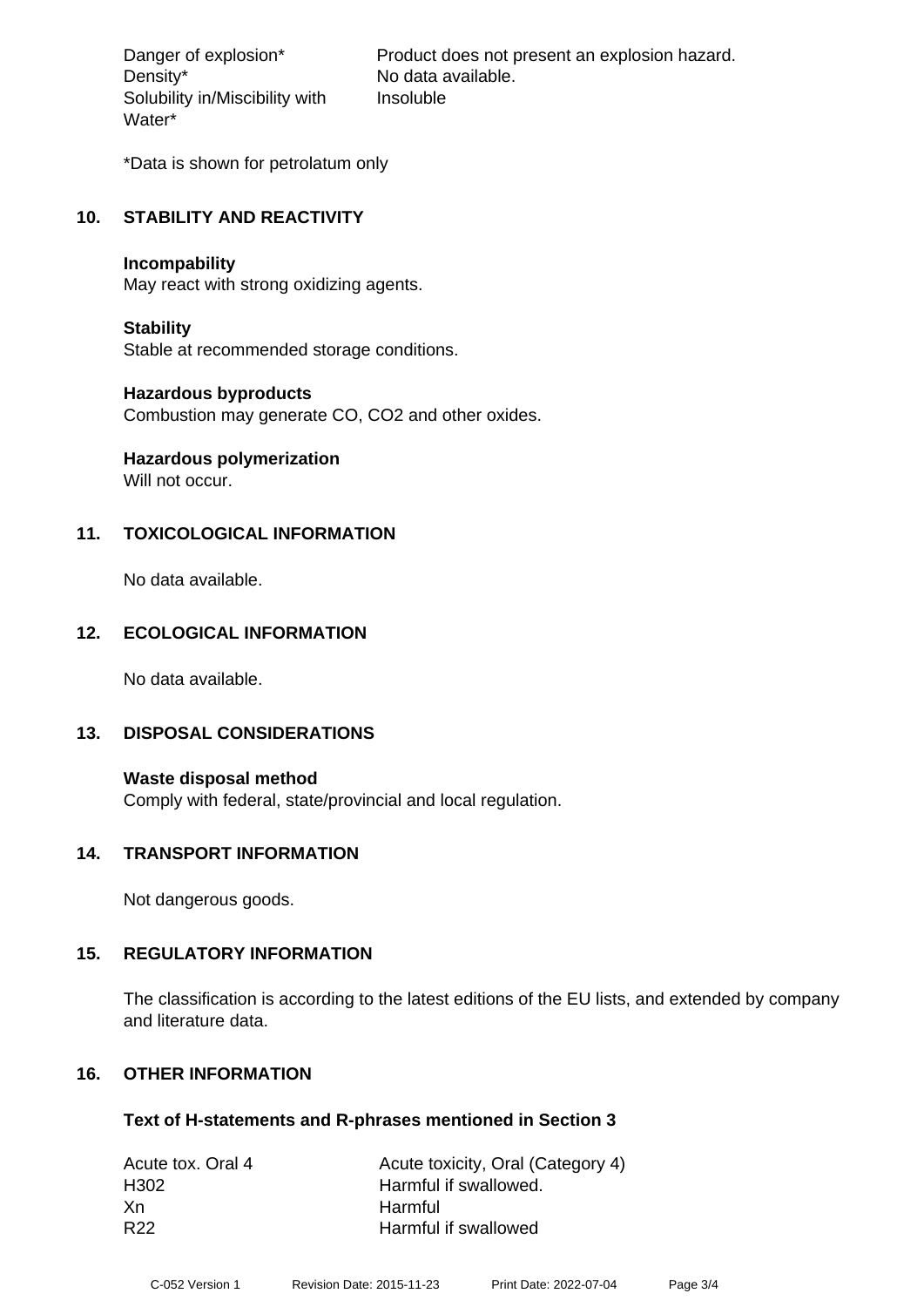| | |
|---|---|
| Danger of explosion* | Product does not present an explosion hazard. |
| Density* | No data available. |
| Solubility in/Miscibility with Water* | Insoluble |

*Data is shown for petrolatum only

## 10. STABILITY AND REACTIVITY

**Incompability**
May react with strong oxidizing agents.

**Stability**
Stable at recommended storage conditions.

**Hazardous byproducts**
Combustion may generate CO, $CO_2$ and other oxides.

**Hazardous polymerization**
Will not occur.

## 11. TOXICOLOGICAL INFORMATION

No data available.

## 12. ECOLOGICAL INFORMATION

No data available.

## 13. DISPOSAL CONSIDERATIONS

**Waste disposal method**
Comply with federal, state/provincial and local regulation.

## 14. TRANSPORT INFORMATION

Not dangerous goods.

## 15. REGULATORY INFORMATION

The classification is according to the latest editions of the EU lists, and extended by company and literature data.

## 16. OTHER INFORMATION

**Text of H-statements and R-phrases mentioned in Section 3**

| | |
|---|---|
| Acute tox. Oral 4 | Acute toxicity, Oral (Category 4) |
| H302 | Harmful if swallowed. |
| Xn | Harmful |
| R22 | Harmful if swallowed |

C-052 Version 1 Revision Date: 2015-11-23 Print Date: 2022-07-04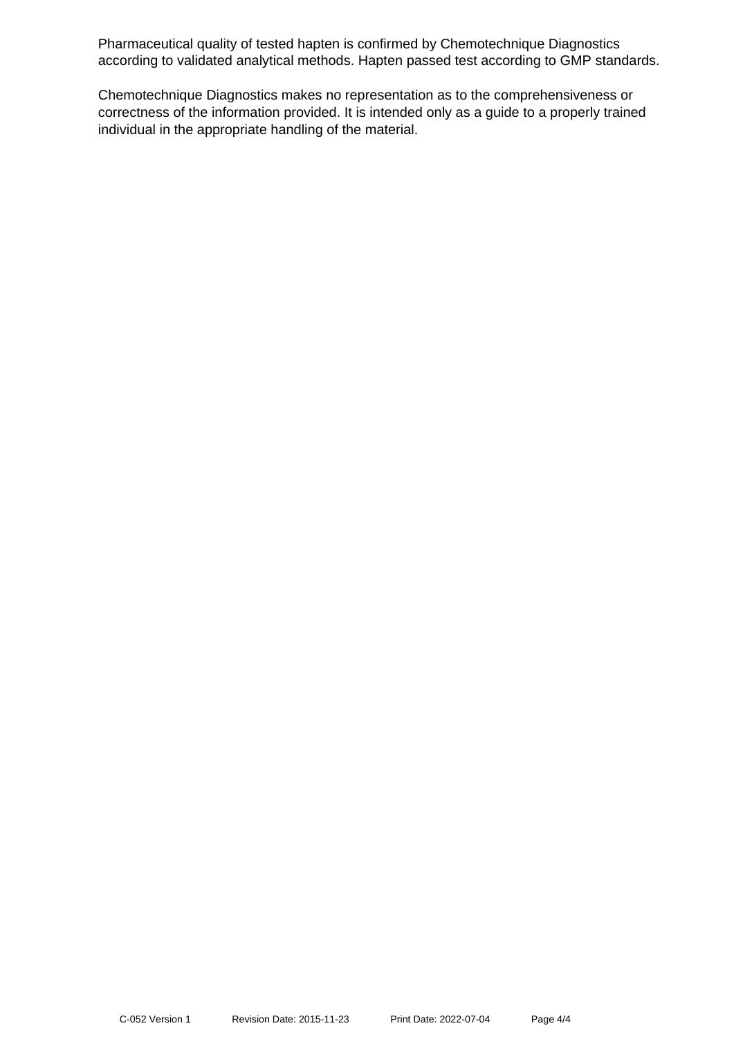Pharmaceutical quality of tested hapten is confirmed by Chemotechnique Diagnostics according to validated analytical methods. Hapten passed test according to GMP standards.

Chemotechnique Diagnostics makes no representation as to the comprehensiveness or correctness of the information provided. It is intended only as a guide to a properly trained individual in the appropriate handling of the material.